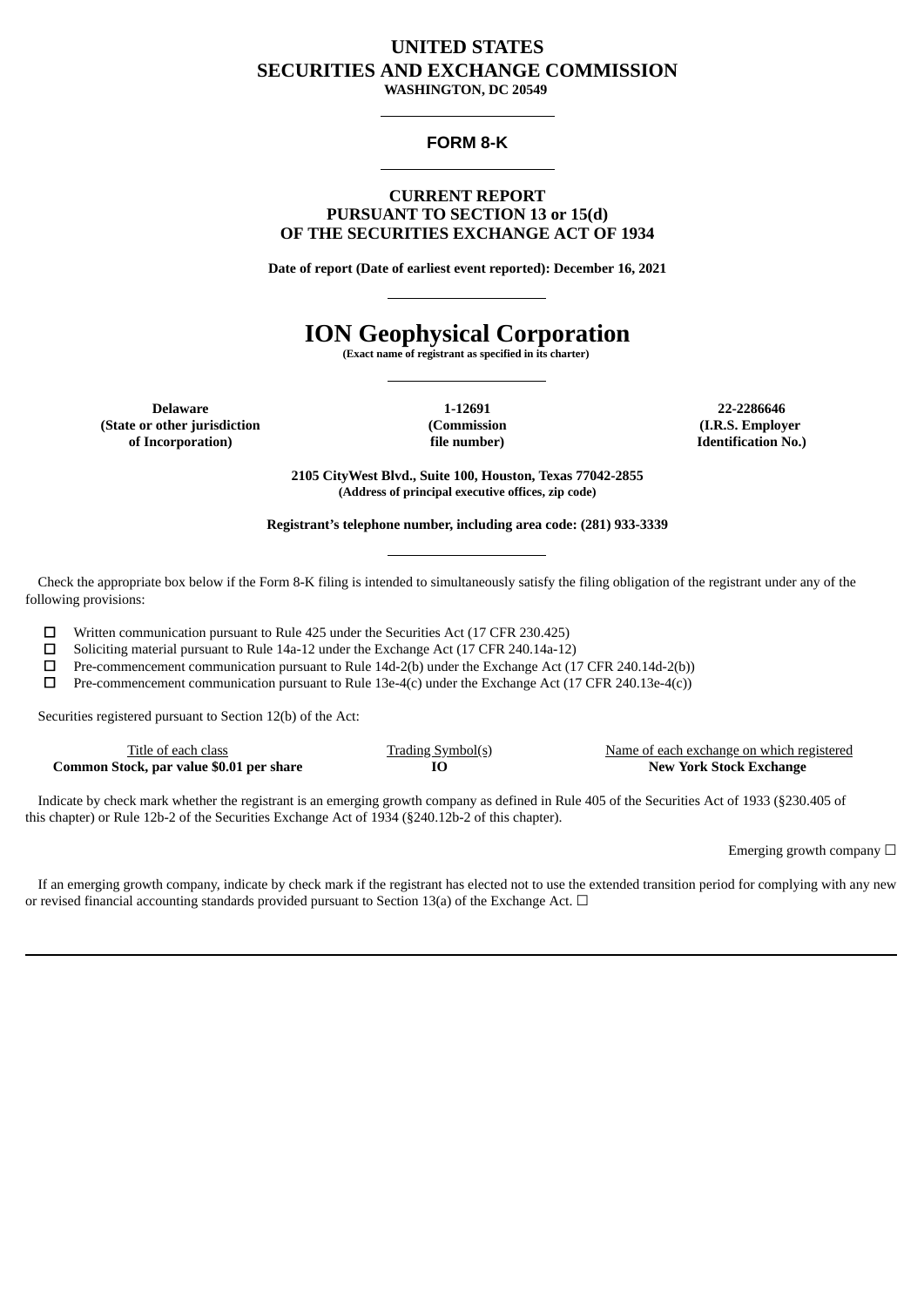# UNITED STATES
# SECURITIES AND EXCHANGE COMMISSION

**WASHINGTON, DC 20549**

---

## FORM 8-K

---

**CURRENT REPORT**
**PURSUANT TO SECTION 13 or 15(d)**
**OF THE SECURITIES EXCHANGE ACT OF 1934**

**Date of report (Date of earliest event reported): December 16, 2021**

---

# ION Geophysical Corporation

**(Exact name of registrant as specified in its charter)**

---

| **Delaware** | **1-12691** | **22-2286646** |
|---|---|---|
| **(State or other jurisdiction of Incorporation)** | **(Commission file number)** | **(I.R.S. Employer Identification No.)** |

**2105 CityWest Blvd., Suite 100, Houston, Texas 77042-2855**
**(Address of principal executive offices, zip code)**

**Registrant's telephone number, including area code: (281) 933-3339**

---

Check the appropriate box below if the Form 8-K filing is intended to simultaneously satisfy the filing obligation of the registrant under any of the following provisions:

☐ Written communication pursuant to Rule 425 under the Securities Act (17 CFR 230.425)
☐ Soliciting material pursuant to Rule 14a-12 under the Exchange Act (17 CFR 240.14a-12)
☐ Pre-commencement communication pursuant to Rule 14d-2(b) under the Exchange Act (17 CFR 240.14d-2(b))
☐ Pre-commencement communication pursuant to Rule 13e-4(c) under the Exchange Act (17 CFR 240.13e-4(c))

Securities registered pursuant to Section 12(b) of the Act:

| Title of each class | Trading Symbol(s) | Name of each exchange on which registered |
|---|---|---|
| **Common Stock, par value $0.01 per share** | **IO** | **New York Stock Exchange** |

Indicate by check mark whether the registrant is an emerging growth company as defined in Rule 405 of the Securities Act of 1933 (§230.405 of this chapter) or Rule 12b-2 of the Securities Exchange Act of 1934 (§240.12b-2 of this chapter).

Emerging growth company ☐

If an emerging growth company, indicate by check mark if the registrant has elected not to use the extended transition period for complying with any new or revised financial accounting standards provided pursuant to Section 13(a) of the Exchange Act. ☐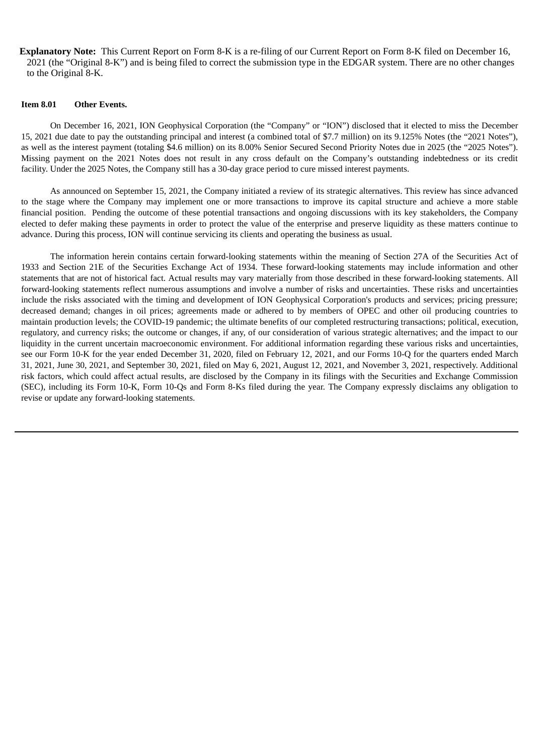**Explanatory Note:** This Current Report on Form 8-K is a re-filing of our Current Report on Form 8-K filed on December 16, 2021 (the "Original 8-K") and is being filed to correct the submission type in the EDGAR system. There are no other changes to the Original 8-K.

**Item 8.01 Other Events.**

On December 16, 2021, ION Geophysical Corporation (the "Company" or "ION") disclosed that it elected to miss the December 15, 2021 due date to pay the outstanding principal and interest (a combined total of $7.7 million) on its 9.125% Notes (the "2021 Notes"), as well as the interest payment (totaling $4.6 million) on its 8.00% Senior Secured Second Priority Notes due in 2025 (the "2025 Notes"). Missing payment on the 2021 Notes does not result in any cross default on the Company's outstanding indebtedness or its credit facility. Under the 2025 Notes, the Company still has a 30-day grace period to cure missed interest payments.

As announced on September 15, 2021, the Company initiated a review of its strategic alternatives. This review has since advanced to the stage where the Company may implement one or more transactions to improve its capital structure and achieve a more stable financial position. Pending the outcome of these potential transactions and ongoing discussions with its key stakeholders, the Company elected to defer making these payments in order to protect the value of the enterprise and preserve liquidity as these matters continue to advance. During this process, ION will continue servicing its clients and operating the business as usual.

The information herein contains certain forward-looking statements within the meaning of Section 27A of the Securities Act of 1933 and Section 21E of the Securities Exchange Act of 1934. These forward-looking statements may include information and other statements that are not of historical fact. Actual results may vary materially from those described in these forward-looking statements. All forward-looking statements reflect numerous assumptions and involve a number of risks and uncertainties. These risks and uncertainties include the risks associated with the timing and development of ION Geophysical Corporation's products and services; pricing pressure; decreased demand; changes in oil prices; agreements made or adhered to by members of OPEC and other oil producing countries to maintain production levels; the COVID-19 pandemic; the ultimate benefits of our completed restructuring transactions; political, execution, regulatory, and currency risks; the outcome or changes, if any, of our consideration of various strategic alternatives; and the impact to our liquidity in the current uncertain macroeconomic environment. For additional information regarding these various risks and uncertainties, see our Form 10-K for the year ended December 31, 2020, filed on February 12, 2021, and our Forms 10-Q for the quarters ended March 31, 2021, June 30, 2021, and September 30, 2021, filed on May 6, 2021, August 12, 2021, and November 3, 2021, respectively. Additional risk factors, which could affect actual results, are disclosed by the Company in its filings with the Securities and Exchange Commission (SEC), including its Form 10-K, Form 10-Qs and Form 8-Ks filed during the year. The Company expressly disclaims any obligation to revise or update any forward-looking statements.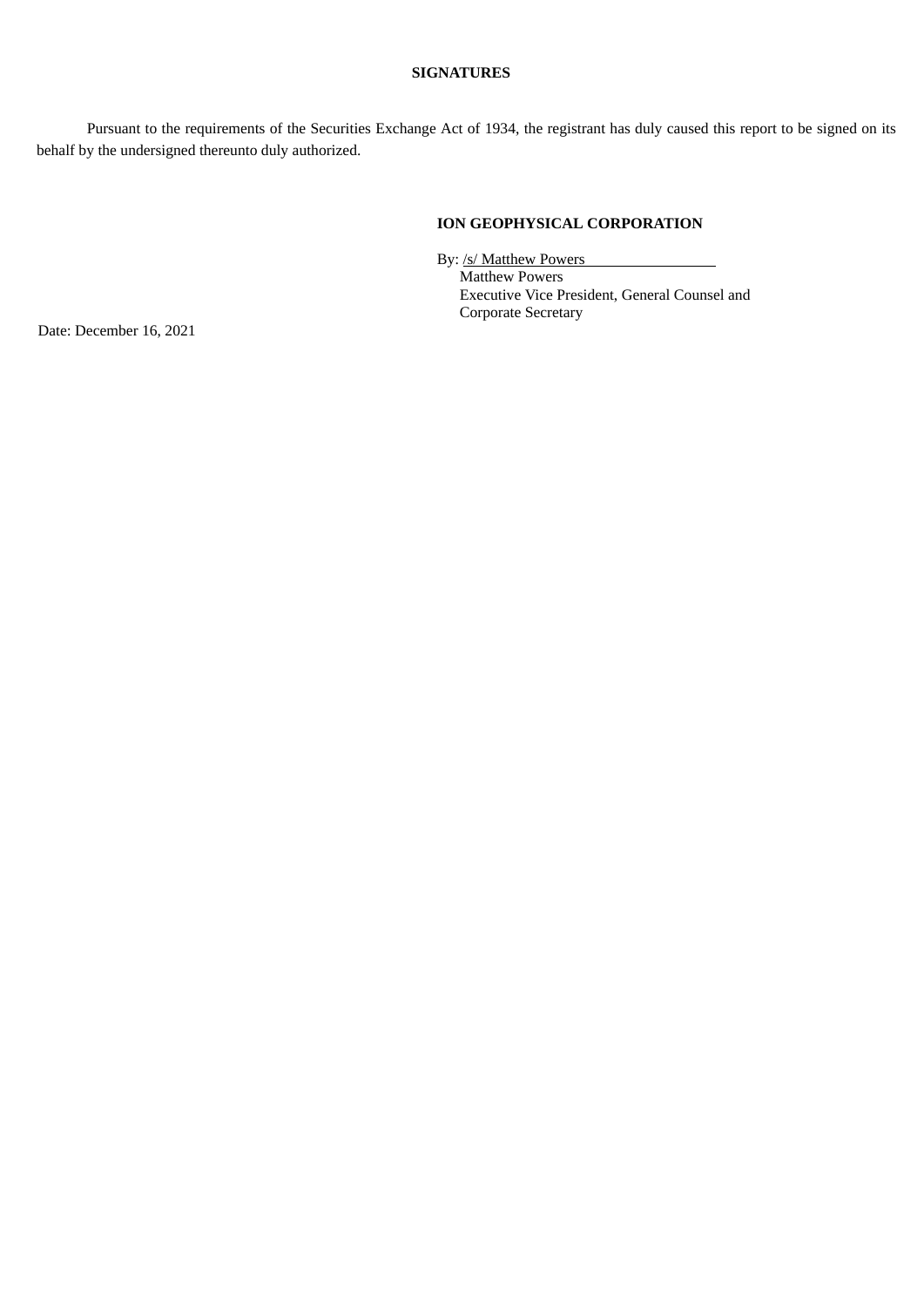**SIGNATURES**

Pursuant to the requirements of the Securities Exchange Act of 1934, the registrant has duly caused this report to be signed on its behalf by the undersigned thereunto duly authorized.

**ION GEOPHYSICAL CORPORATION**

By: /s/ Matthew Powers
Matthew Powers
Executive Vice President, General Counsel and
Corporate Secretary

Date: December 16, 2021